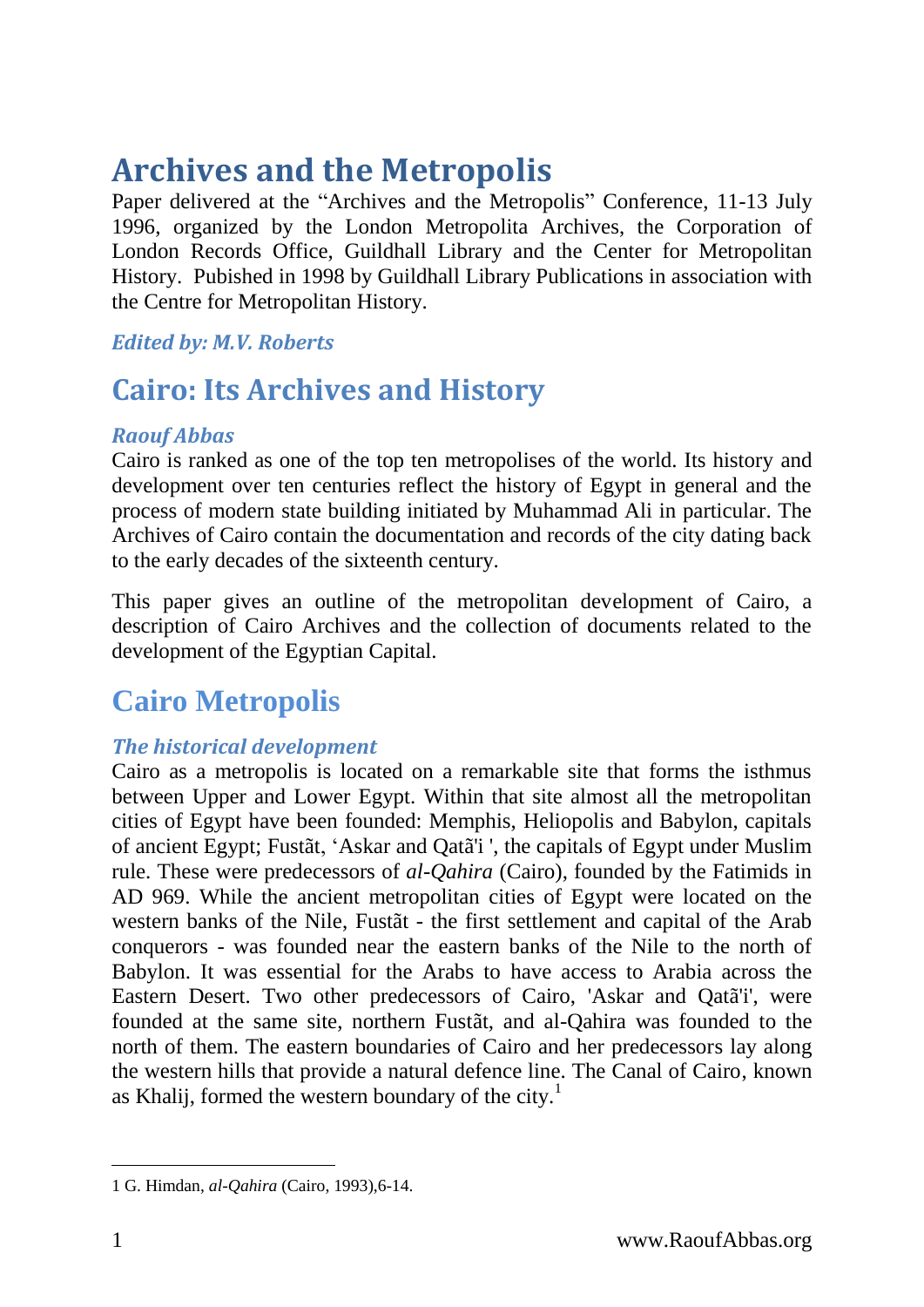# Archives and the Metropolis

Paper delivered at the “Archives and the Metropolis” Conference, 11-13 July 1996, organized by the London Metropolita Archives, the Corporation of London Records Office, Guildhall Library and the Center for Metropolitan History. Pubished in 1998 by Guildhall Library Publications in association with the Centre for Metropolitan History.

***Edited by: M.V. Roberts***

## Cairo: Its Archives and History

***Raouf Abbas***

Cairo is ranked as one of the top ten metropolises of the world. Its history and development over ten centuries reflect the history of Egypt in general and the process of modern state building initiated by Muhammad Ali in particular. The Archives of Cairo contain the documentation and records of the city dating back to the early decades of the sixteenth century.

This paper gives an outline of the metropolitan development of Cairo, a description of Cairo Archives and the collection of documents related to the development of the Egyptian Capital.

## Cairo Metropolis

### *The historical development*

Cairo as a metropolis is located on a remarkable site that forms the isthmus between Upper and Lower Egypt. Within that site almost all the metropolitan cities of Egypt have been founded: Memphis, Heliopolis and Babylon, capitals of ancient Egypt; Fustãt, ‘Askar and Qatã'i ', the capitals of Egypt under Muslim rule. These were predecessors of *al-Qahira* (Cairo), founded by the Fatimids in AD 969. While the ancient metropolitan cities of Egypt were located on the western banks of the Nile, Fustãt - the first settlement and capital of the Arab conquerors - was founded near the eastern banks of the Nile to the north of Babylon. It was essential for the Arabs to have access to Arabia across the Eastern Desert. Two other predecessors of Cairo, 'Askar and Qatã'i', were founded at the same site, northern Fustãt, and al-Qahira was founded to the north of them. The eastern boundaries of Cairo and her predecessors lay along the western hills that provide a natural defence line. The Canal of Cairo, known as Khalij, formed the western boundary of the city.[1]

---

1 G. Himdan, *al-Qahira* (Cairo, 1993),6-14.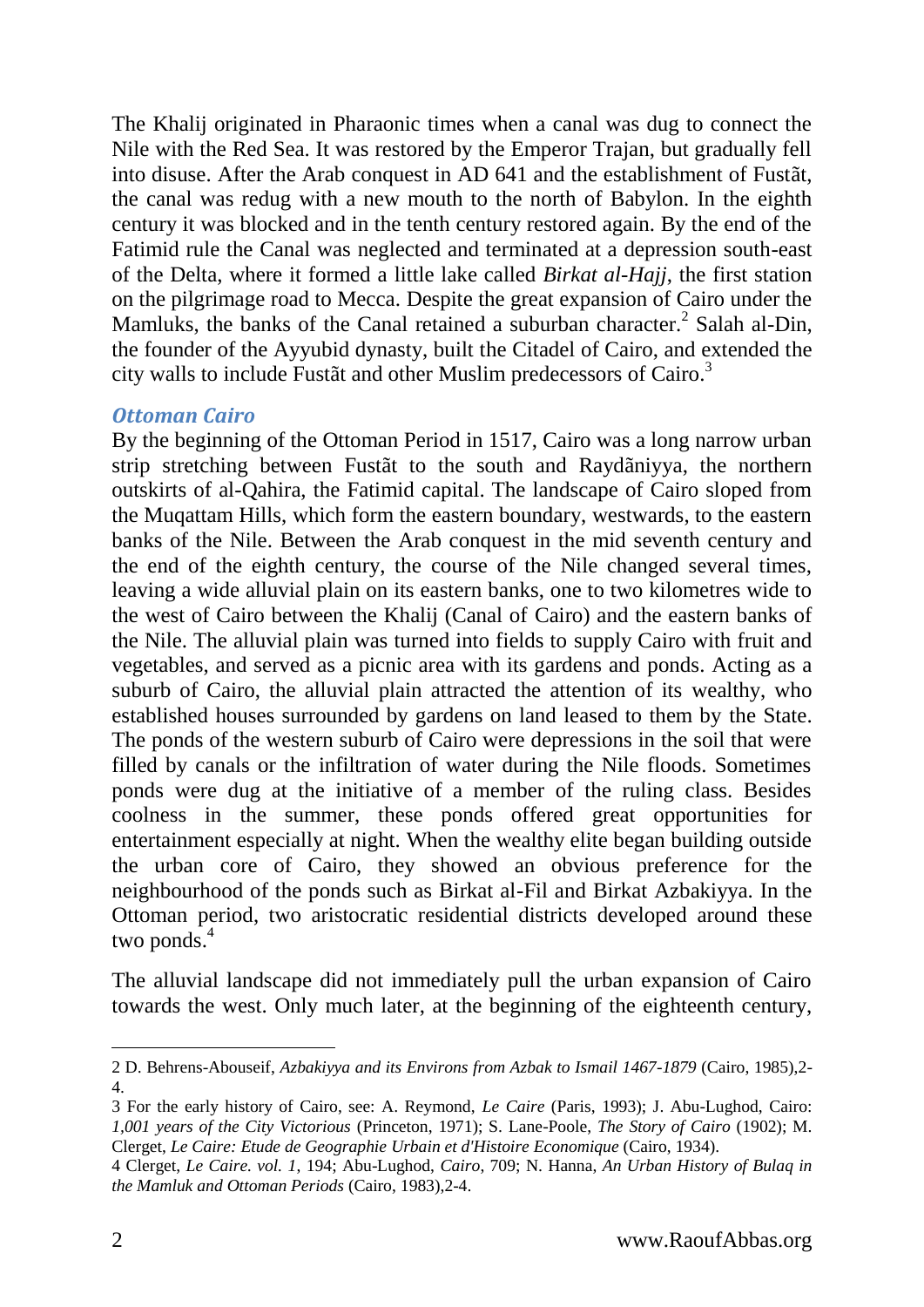The Khalij originated in Pharaonic times when a canal was dug to connect the Nile with the Red Sea. It was restored by the Emperor Trajan, but gradually fell into disuse. After the Arab conquest in AD 641 and the establishment of Fustãt, the canal was redug with a new mouth to the north of Babylon. In the eighth century it was blocked and in the tenth century restored again. By the end of the Fatimid rule the Canal was neglected and terminated at a depression south-east of the Delta, where it formed a little lake called *Birkat al-Hajj*, the first station on the pilgrimage road to Mecca. Despite the great expansion of Cairo under the Mamluks, the banks of the Canal retained a suburban character.[2] Salah al-Din, the founder of the Ayyubid dynasty, built the Citadel of Cairo, and extended the city walls to include Fustãt and other Muslim predecessors of Cairo.[3]

### *Ottoman Cairo*

By the beginning of the Ottoman Period in 1517, Cairo was a long narrow urban strip stretching between Fustãt to the south and Raydãniyya, the northern outskirts of al-Qahira, the Fatimid capital. The landscape of Cairo sloped from the Muqattam Hills, which form the eastern boundary, westwards, to the eastern banks of the Nile. Between the Arab conquest in the mid seventh century and the end of the eighth century, the course of the Nile changed several times, leaving a wide alluvial plain on its eastern banks, one to two kilometres wide to the west of Cairo between the Khalij (Canal of Cairo) and the eastern banks of the Nile. The alluvial plain was turned into fields to supply Cairo with fruit and vegetables, and served as a picnic area with its gardens and ponds. Acting as a suburb of Cairo, the alluvial plain attracted the attention of its wealthy, who established houses surrounded by gardens on land leased to them by the State. The ponds of the western suburb of Cairo were depressions in the soil that were filled by canals or the infiltration of water during the Nile floods. Sometimes ponds were dug at the initiative of a member of the ruling class. Besides coolness in the summer, these ponds offered great opportunities for entertainment especially at night. When the wealthy elite began building outside the urban core of Cairo, they showed an obvious preference for the neighbourhood of the ponds such as Birkat al-Fil and Birkat Azbakiyya. In the Ottoman period, two aristocratic residential districts developed around these two ponds.[4]

The alluvial landscape did not immediately pull the urban expansion of Cairo towards the west. Only much later, at the beginning of the eighteenth century,

---

2 D. Behrens-Abouseif, *Azbakiyya and its Environs from Azbak to Ismail 1467-1879* (Cairo, 1985),2-4.

3 For the early history of Cairo, see: A. Reymond, *Le Caire* (Paris, 1993); J. Abu-Lughod, Cairo: *1,001 years of the City Victorious* (Princeton, 1971); S. Lane-Poole, *The Story of Cairo* (1902); M. Clerget, *Le Caire: Etude de Geographie Urbain et d'Histoire Economique* (Cairo, 1934).

4 Clerget, *Le Caire. vol. 1*, 194; Abu-Lughod, *Cairo*, 709; N. Hanna, *An Urban History of Bulaq in the Mamluk and Ottoman Periods* (Cairo, 1983),2-4.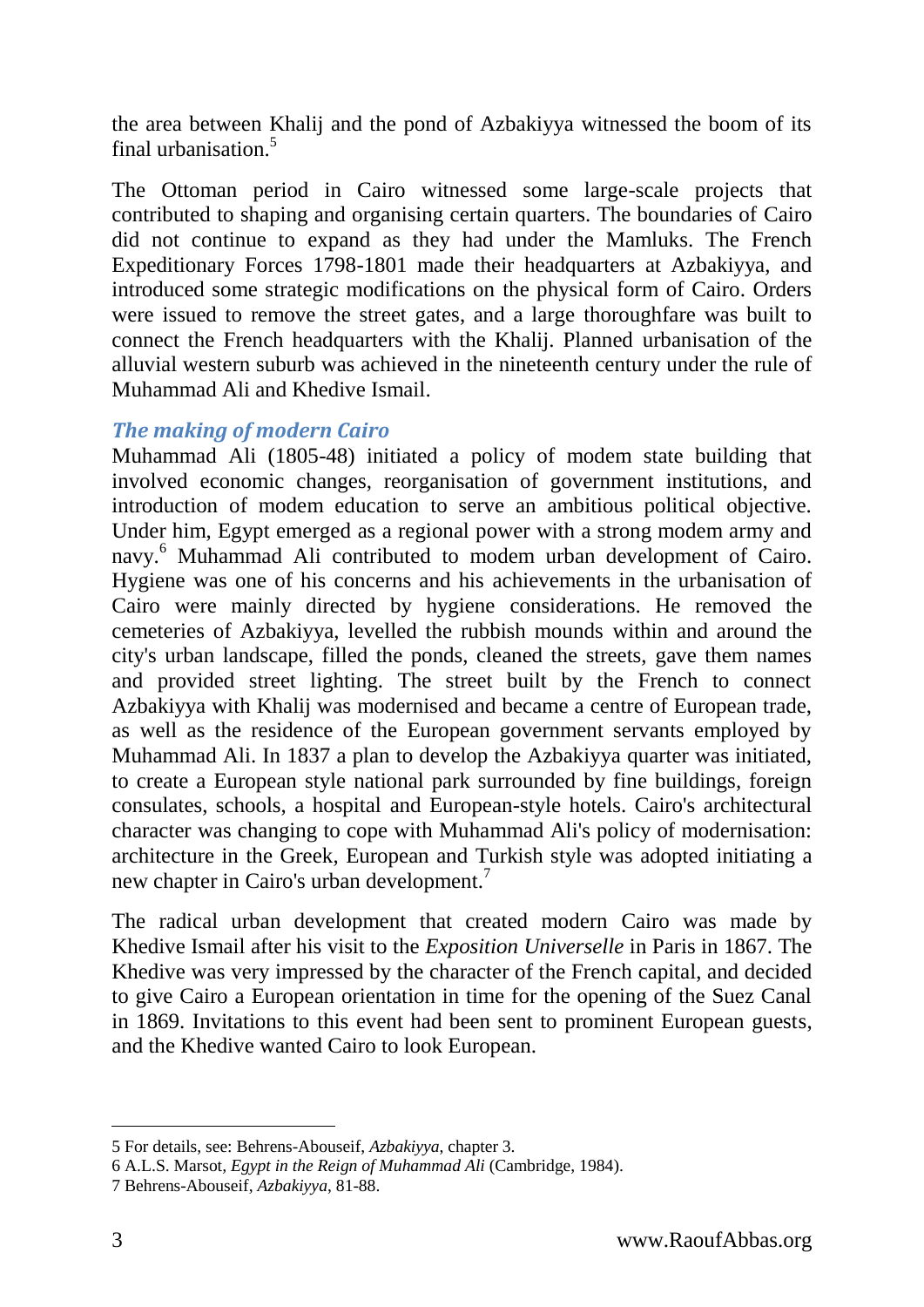the area between Khalij and the pond of Azbakiyya witnessed the boom of its final urbanisation.[5]

The Ottoman period in Cairo witnessed some large-scale projects that contributed to shaping and organising certain quarters. The boundaries of Cairo did not continue to expand as they had under the Mamluks. The French Expeditionary Forces 1798-1801 made their headquarters at Azbakiyya, and introduced some strategic modifications on the physical form of Cairo. Orders were issued to remove the street gates, and a large thoroughfare was built to connect the French headquarters with the Khalij. Planned urbanisation of the alluvial western suburb was achieved in the nineteenth century under the rule of Muhammad Ali and Khedive Ismail.

## *The making of modern Cairo*

Muhammad Ali (1805-48) initiated a policy of modem state building that involved economic changes, reorganisation of government institutions, and introduction of modem education to serve an ambitious political objective. Under him, Egypt emerged as a regional power with a strong modem army and navy.[6] Muhammad Ali contributed to modem urban development of Cairo. Hygiene was one of his concerns and his achievements in the urbanisation of Cairo were mainly directed by hygiene considerations. He removed the cemeteries of Azbakiyya, levelled the rubbish mounds within and around the city's urban landscape, filled the ponds, cleaned the streets, gave them names and provided street lighting. The street built by the French to connect Azbakiyya with Khalij was modernised and became a centre of European trade, as well as the residence of the European government servants employed by Muhammad Ali. In 1837 a plan to develop the Azbakiyya quarter was initiated, to create a European style national park surrounded by fine buildings, foreign consulates, schools, a hospital and European-style hotels. Cairo's architectural character was changing to cope with Muhammad Ali's policy of modernisation: architecture in the Greek, European and Turkish style was adopted initiating a new chapter in Cairo's urban development.[7]

The radical urban development that created modern Cairo was made by Khedive Ismail after his visit to the *Exposition Universelle* in Paris in 1867. The Khedive was very impressed by the character of the French capital, and decided to give Cairo a European orientation in time for the opening of the Suez Canal in 1869. Invitations to this event had been sent to prominent European guests, and the Khedive wanted Cairo to look European.

---

5 For details, see: Behrens-Abouseif, *Azbakiyya*, chapter 3.

6 A.L.S. Marsot, *Egypt in the Reign of Muhammad Ali* (Cambridge, 1984).

7 Behrens-Abouseif, *Azbakiyya*, 81-88.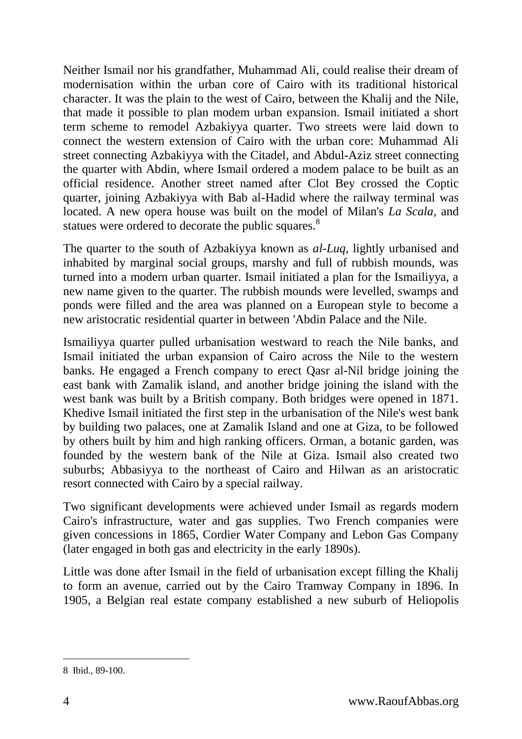Neither Ismail nor his grandfather, Muhammad Ali, could realise their dream of modernisation within the urban core of Cairo with its traditional historical character. It was the plain to the west of Cairo, between the Khalij and the Nile, that made it possible to plan modem urban expansion. Ismail initiated a short term scheme to remodel Azbakiyya quarter. Two streets were laid down to connect the western extension of Cairo with the urban core: Muhammad Ali street connecting Azbakiyya with the Citadel, and Abdul-Aziz street connecting the quarter with Abdin, where Ismail ordered a modem palace to be built as an official residence. Another street named after Clot Bey crossed the Coptic quarter, joining Azbakiyya with Bab al-Hadid where the railway terminal was located. A new opera house was built on the model of Milan's *La Scala*, and statues were ordered to decorate the public squares.[8]

The quarter to the south of Azbakiyya known as *al-Luq*, lightly urbanised and inhabited by marginal social groups, marshy and full of rubbish mounds, was turned into a modern urban quarter. Ismail initiated a plan for the Ismailiyya, a new name given to the quarter. The rubbish mounds were levelled, swamps and ponds were filled and the area was planned on a European style to become a new aristocratic residential quarter in between 'Abdin Palace and the Nile.

Ismailiyya quarter pulled urbanisation westward to reach the Nile banks, and Ismail initiated the urban expansion of Cairo across the Nile to the western banks. He engaged a French company to erect Qasr al-Nil bridge joining the east bank with Zamalik island, and another bridge joining the island with the west bank was built by a British company. Both bridges were opened in 1871. Khedive Ismail initiated the first step in the urbanisation of the Nile's west bank by building two palaces, one at Zamalik Island and one at Giza, to be followed by others built by him and high ranking officers. Orman, a botanic garden, was founded by the western bank of the Nile at Giza. Ismail also created two suburbs; Abbasiyya to the northeast of Cairo and Hilwan as an aristocratic resort connected with Cairo by a special railway.

Two significant developments were achieved under Ismail as regards modern Cairo's infrastructure, water and gas supplies. Two French companies were given concessions in 1865, Cordier Water Company and Lebon Gas Company (later engaged in both gas and electricity in the early 1890s).

Little was done after Ismail in the field of urbanisation except filling the Khalij to form an avenue, carried out by the Cairo Tramway Company in 1896. In 1905, a Belgian real estate company established a new suburb of Heliopolis

---

8 Ibid., 89-100.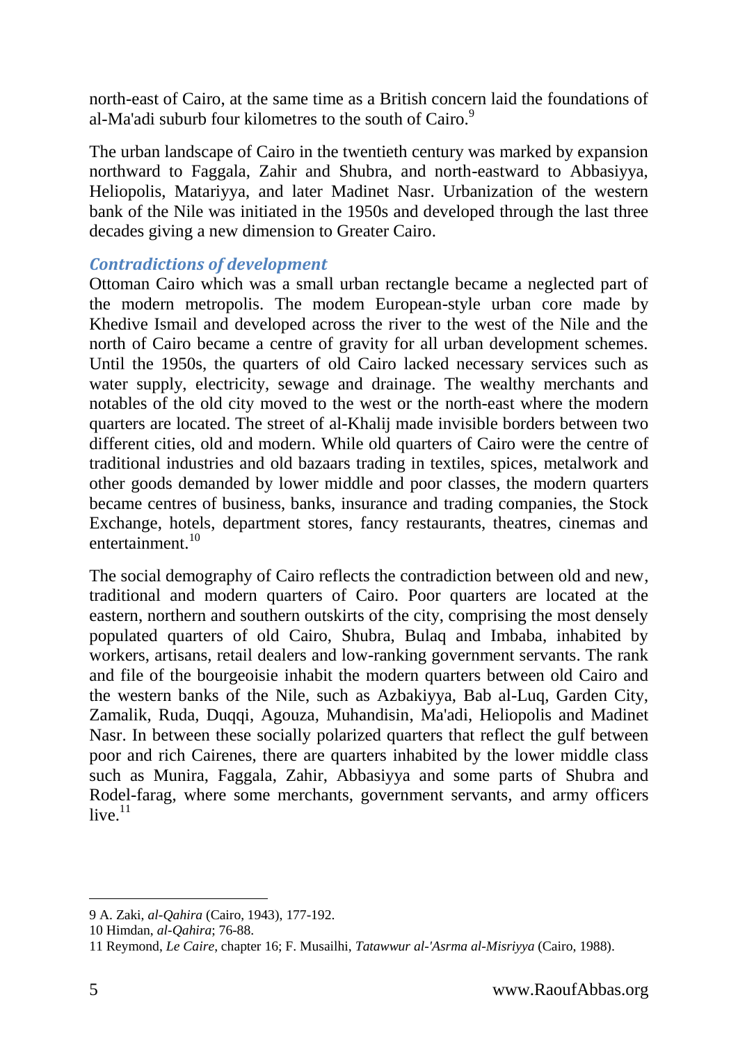north-east of Cairo, at the same time as a British concern laid the foundations of al-Ma'adi suburb four kilometres to the south of Cairo.[9]

The urban landscape of Cairo in the twentieth century was marked by expansion northward to Faggala, Zahir and Shubra, and north-eastward to Abbasiyya, Heliopolis, Matariyya, and later Madinet Nasr. Urbanization of the western bank of the Nile was initiated in the 1950s and developed through the last three decades giving a new dimension to Greater Cairo.

### *Contradictions of development*

Ottoman Cairo which was a small urban rectangle became a neglected part of the modern metropolis. The modem European-style urban core made by Khedive Ismail and developed across the river to the west of the Nile and the north of Cairo became a centre of gravity for all urban development schemes. Until the 1950s, the quarters of old Cairo lacked necessary services such as water supply, electricity, sewage and drainage. The wealthy merchants and notables of the old city moved to the west or the north-east where the modern quarters are located. The street of al-Khalij made invisible borders between two different cities, old and modern. While old quarters of Cairo were the centre of traditional industries and old bazaars trading in textiles, spices, metalwork and other goods demanded by lower middle and poor classes, the modern quarters became centres of business, banks, insurance and trading companies, the Stock Exchange, hotels, department stores, fancy restaurants, theatres, cinemas and entertainment.[10]

The social demography of Cairo reflects the contradiction between old and new, traditional and modern quarters of Cairo. Poor quarters are located at the eastern, northern and southern outskirts of the city, comprising the most densely populated quarters of old Cairo, Shubra, Bulaq and Imbaba, inhabited by workers, artisans, retail dealers and low-ranking government servants. The rank and file of the bourgeoisie inhabit the modern quarters between old Cairo and the western banks of the Nile, such as Azbakiyya, Bab al-Luq, Garden City, Zamalik, Ruda, Duqqi, Agouza, Muhandisin, Ma'adi, Heliopolis and Madinet Nasr. In between these socially polarized quarters that reflect the gulf between poor and rich Cairenes, there are quarters inhabited by the lower middle class such as Munira, Faggala, Zahir, Abbasiyya and some parts of Shubra and Rodel-farag, where some merchants, government servants, and army officers live.[11]

---

9 A. Zaki, *al-Qahira* (Cairo, 1943), 177-192.

10 Himdan, *al-Qahira*; 76-88.

11 Reymond, *Le Caire*, chapter 16; F. Musailhi, *Tatawwur al-'Asrma al-Misriyya* (Cairo, 1988).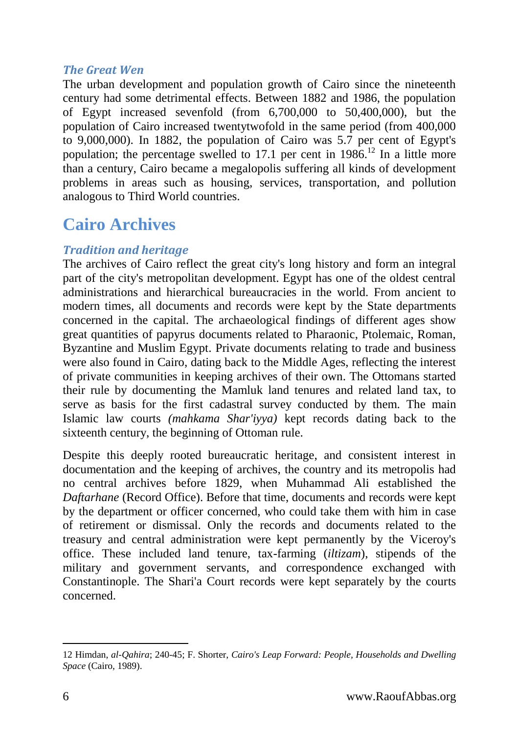### *The Great Wen*

The urban development and population growth of Cairo since the nineteenth century had some detrimental effects. Between 1882 and 1986, the population of Egypt increased sevenfold (from 6,700,000 to 50,400,000), but the population of Cairo increased twentytwofold in the same period (from 400,000 to 9,000,000). In 1882, the population of Cairo was 5.7 per cent of Egypt's population; the percentage swelled to 17.1 per cent in 1986.[12] In a little more than a century, Cairo became a megalopolis suffering all kinds of development problems in areas such as housing, services, transportation, and pollution analogous to Third World countries.

## Cairo Archives

### *Tradition and heritage*

The archives of Cairo reflect the great city's long history and form an integral part of the city's metropolitan development. Egypt has one of the oldest central administrations and hierarchical bureaucracies in the world. From ancient to modern times, all documents and records were kept by the State departments concerned in the capital. The archaeological findings of different ages show great quantities of papyrus documents related to Pharaonic, Ptolemaic, Roman, Byzantine and Muslim Egypt. Private documents relating to trade and business were also found in Cairo, dating back to the Middle Ages, reflecting the interest of private communities in keeping archives of their own. The Ottomans started their rule by documenting the Mamluk land tenures and related land tax, to serve as basis for the first cadastral survey conducted by them. The main Islamic law courts *(mahkama Shar'iyya)* kept records dating back to the sixteenth century, the beginning of Ottoman rule.

Despite this deeply rooted bureaucratic heritage, and consistent interest in documentation and the keeping of archives, the country and its metropolis had no central archives before 1829, when Muhammad Ali established the *Daftarhane* (Record Office). Before that time, documents and records were kept by the department or officer concerned, who could take them with him in case of retirement or dismissal. Only the records and documents related to the treasury and central administration were kept permanently by the Viceroy's office. These included land tenure, tax-farming (*iltizam*), stipends of the military and government servants, and correspondence exchanged with Constantinople. The Shari'a Court records were kept separately by the courts concerned.

---

12 Himdan, *al-Qahira*; 240-45; F. Shorter, *Cairo's Leap Forward: People, Households and Dwelling Space* (Cairo, 1989).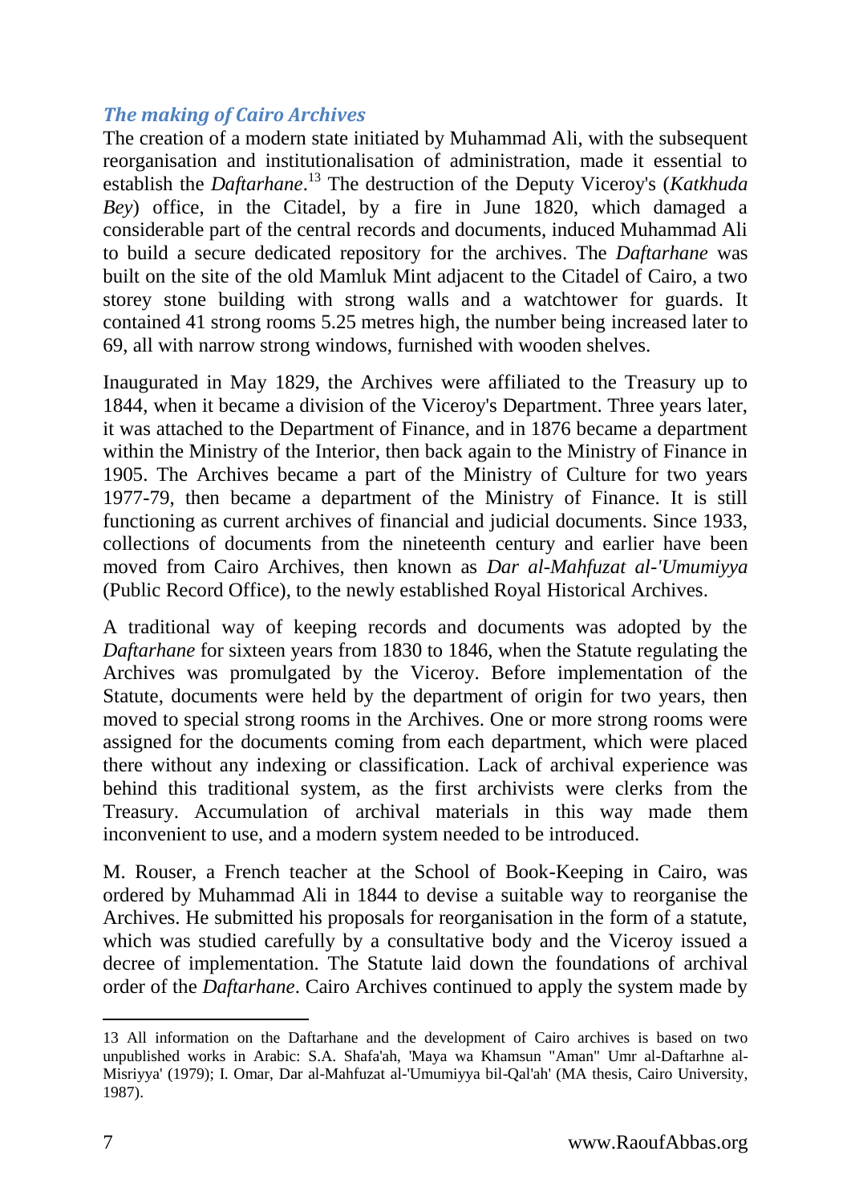### *The making of Cairo Archives*

The creation of a modern state initiated by Muhammad Ali, with the subsequent reorganisation and institutionalisation of administration, made it essential to establish the *Daftarhane*.[13] The destruction of the Deputy Viceroy's (*Katkhuda Bey*) office, in the Citadel, by a fire in June 1820, which damaged a considerable part of the central records and documents, induced Muhammad Ali to build a secure dedicated repository for the archives. The *Daftarhane* was built on the site of the old Mamluk Mint adjacent to the Citadel of Cairo, a two storey stone building with strong walls and a watchtower for guards. It contained 41 strong rooms 5.25 metres high, the number being increased later to 69, all with narrow strong windows, furnished with wooden shelves.

Inaugurated in May 1829, the Archives were affiliated to the Treasury up to 1844, when it became a division of the Viceroy's Department. Three years later, it was attached to the Department of Finance, and in 1876 became a department within the Ministry of the Interior, then back again to the Ministry of Finance in 1905. The Archives became a part of the Ministry of Culture for two years 1977-79, then became a department of the Ministry of Finance. It is still functioning as current archives of financial and judicial documents. Since 1933, collections of documents from the nineteenth century and earlier have been moved from Cairo Archives, then known as *Dar al-Mahfuzat al-'Umumiyya* (Public Record Office), to the newly established Royal Historical Archives.

A traditional way of keeping records and documents was adopted by the *Daftarhane* for sixteen years from 1830 to 1846, when the Statute regulating the Archives was promulgated by the Viceroy. Before implementation of the Statute, documents were held by the department of origin for two years, then moved to special strong rooms in the Archives. One or more strong rooms were assigned for the documents coming from each department, which were placed there without any indexing or classification. Lack of archival experience was behind this traditional system, as the first archivists were clerks from the Treasury. Accumulation of archival materials in this way made them inconvenient to use, and a modern system needed to be introduced.

M. Rouser, a French teacher at the School of Book-Keeping in Cairo, was ordered by Muhammad Ali in 1844 to devise a suitable way to reorganise the Archives. He submitted his proposals for reorganisation in the form of a statute, which was studied carefully by a consultative body and the Viceroy issued a decree of implementation. The Statute laid down the foundations of archival order of the *Daftarhane*. Cairo Archives continued to apply the system made by

---

13 All information on the Daftarhane and the development of Cairo archives is based on two unpublished works in Arabic: S.A. Shafa'ah, 'Maya wa Khamsun "Aman" Umr al-Daftarhne al-Misriyya' (1979); I. Omar, Dar al-Mahfuzat al-'Umumiyya bil-Qal'ah' (MA thesis, Cairo University, 1987).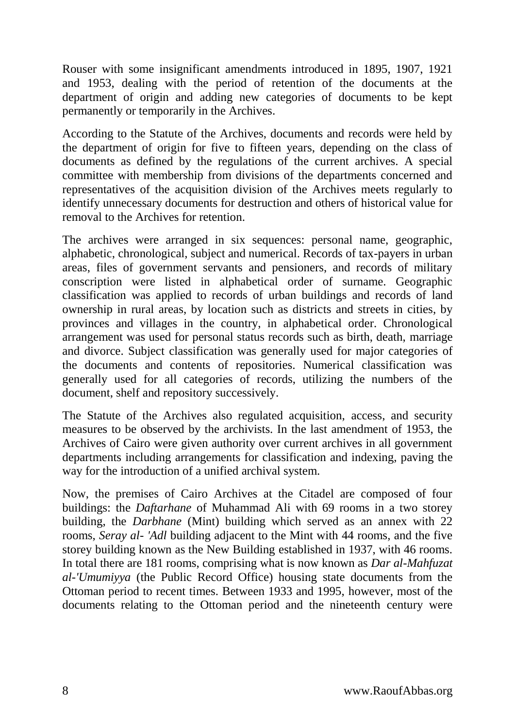Rouser with some insignificant amendments introduced in 1895, 1907, 1921 and 1953, dealing with the period of retention of the documents at the department of origin and adding new categories of documents to be kept permanently or temporarily in the Archives.

According to the Statute of the Archives, documents and records were held by the department of origin for five to fifteen years, depending on the class of documents as defined by the regulations of the current archives. A special committee with membership from divisions of the departments concerned and representatives of the acquisition division of the Archives meets regularly to identify unnecessary documents for destruction and others of historical value for removal to the Archives for retention.

The archives were arranged in six sequences: personal name, geographic, alphabetic, chronological, subject and numerical. Records of tax-payers in urban areas, files of government servants and pensioners, and records of military conscription were listed in alphabetical order of surname. Geographic classification was applied to records of urban buildings and records of land ownership in rural areas, by location such as districts and streets in cities, by provinces and villages in the country, in alphabetical order. Chronological arrangement was used for personal status records such as birth, death, marriage and divorce. Subject classification was generally used for major categories of the documents and contents of repositories. Numerical classification was generally used for all categories of records, utilizing the numbers of the document, shelf and repository successively.

The Statute of the Archives also regulated acquisition, access, and security measures to be observed by the archivists. In the last amendment of 1953, the Archives of Cairo were given authority over current archives in all government departments including arrangements for classification and indexing, paving the way for the introduction of a unified archival system.

Now, the premises of Cairo Archives at the Citadel are composed of four buildings: the *Daftarhane* of Muhammad Ali with 69 rooms in a two storey building, the *Darbhane* (Mint) building which served as an annex with 22 rooms, *Seray al- 'Adl* building adjacent to the Mint with 44 rooms, and the five storey building known as the New Building established in 1937, with 46 rooms. In total there are 181 rooms, comprising what is now known as *Dar al-Mahfuzat al-'Umumiyya* (the Public Record Office) housing state documents from the Ottoman period to recent times. Between 1933 and 1995, however, most of the documents relating to the Ottoman period and the nineteenth century were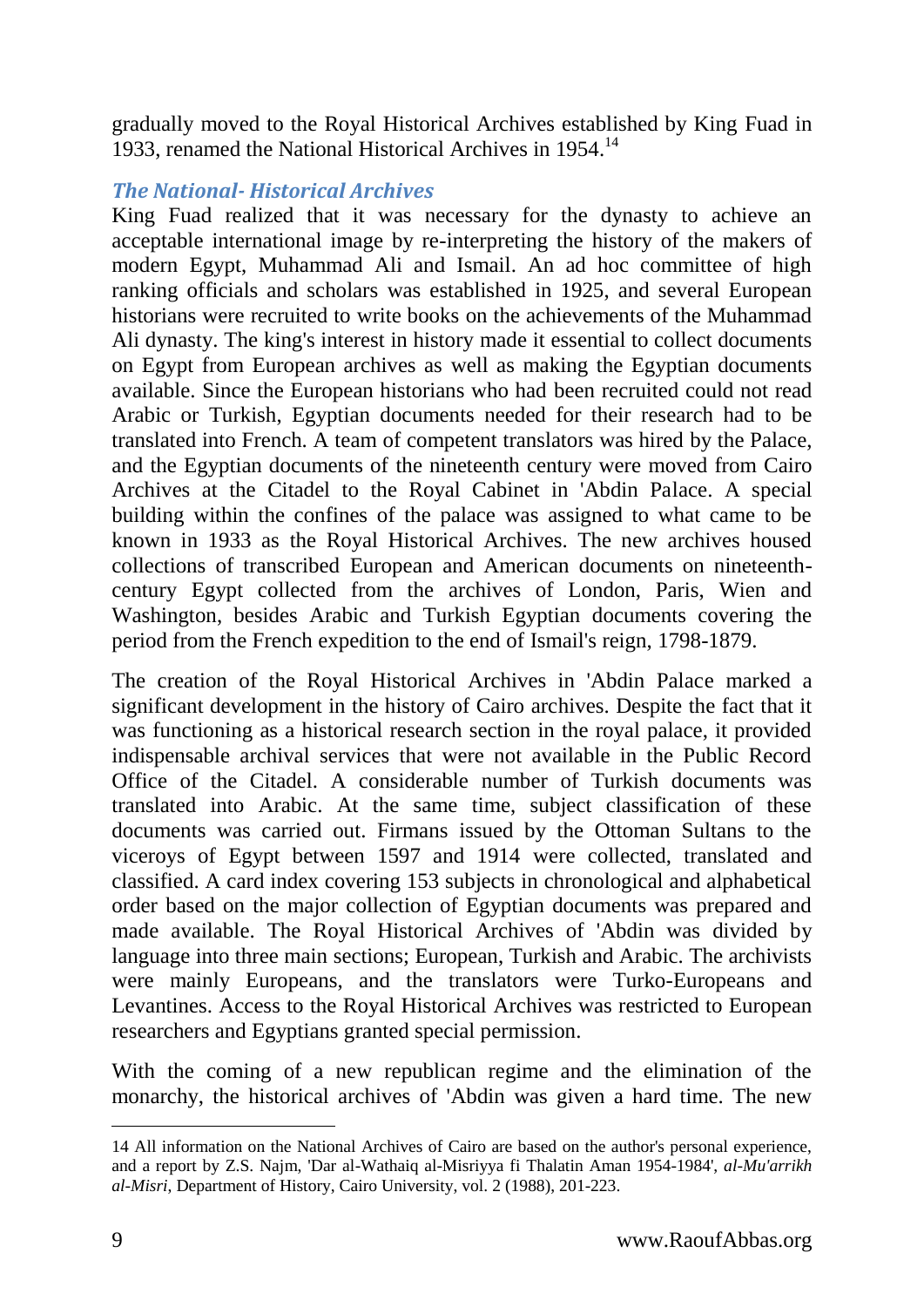gradually moved to the Royal Historical Archives established by King Fuad in 1933, renamed the National Historical Archives in 1954.[14]

### *The National- Historical Archives*

King Fuad realized that it was necessary for the dynasty to achieve an acceptable international image by re-interpreting the history of the makers of modern Egypt, Muhammad Ali and Ismail. An ad hoc committee of high ranking officials and scholars was established in 1925, and several European historians were recruited to write books on the achievements of the Muhammad Ali dynasty. The king's interest in history made it essential to collect documents on Egypt from European archives as well as making the Egyptian documents available. Since the European historians who had been recruited could not read Arabic or Turkish, Egyptian documents needed for their research had to be translated into French. A team of competent translators was hired by the Palace, and the Egyptian documents of the nineteenth century were moved from Cairo Archives at the Citadel to the Royal Cabinet in 'Abdin Palace. A special building within the confines of the palace was assigned to what came to be known in 1933 as the Royal Historical Archives. The new archives housed collections of transcribed European and American documents on nineteenth-century Egypt collected from the archives of London, Paris, Wien and Washington, besides Arabic and Turkish Egyptian documents covering the period from the French expedition to the end of Ismail's reign, 1798-1879.

The creation of the Royal Historical Archives in 'Abdin Palace marked a significant development in the history of Cairo archives. Despite the fact that it was functioning as a historical research section in the royal palace, it provided indispensable archival services that were not available in the Public Record Office of the Citadel. A considerable number of Turkish documents was translated into Arabic. At the same time, subject classification of these documents was carried out. Firmans issued by the Ottoman Sultans to the viceroys of Egypt between 1597 and 1914 were collected, translated and classified. A card index covering 153 subjects in chronological and alphabetical order based on the major collection of Egyptian documents was prepared and made available. The Royal Historical Archives of 'Abdin was divided by language into three main sections; European, Turkish and Arabic. The archivists were mainly Europeans, and the translators were Turko-Europeans and Levantines. Access to the Royal Historical Archives was restricted to European researchers and Egyptians granted special permission.

With the coming of a new republican regime and the elimination of the monarchy, the historical archives of 'Abdin was given a hard time. The new

---

14 All information on the National Archives of Cairo are based on the author's personal experience, and a report by Z.S. Najm, 'Dar al-Wathaiq al-Misriyya fi Thalatin Aman 1954-1984', *al-Mu'arrikh al-Misri*, Department of History, Cairo University, vol. 2 (1988), 201-223.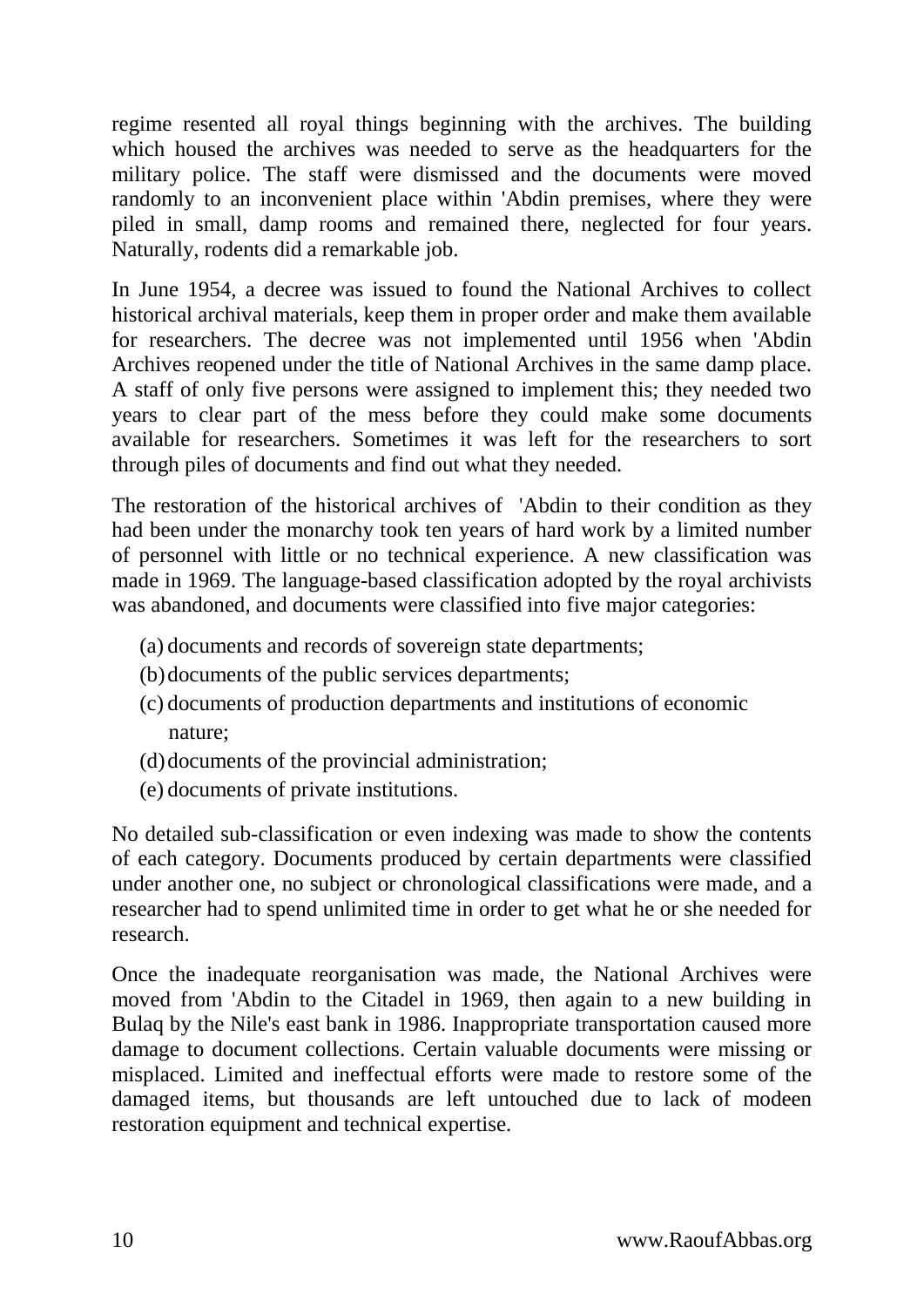regime resented all royal things beginning with the archives. The building which housed the archives was needed to serve as the headquarters for the military police. The staff were dismissed and the documents were moved randomly to an inconvenient place within 'Abdin premises, where they were piled in small, damp rooms and remained there, neglected for four years. Naturally, rodents did a remarkable job.

In June 1954, a decree was issued to found the National Archives to collect historical archival materials, keep them in proper order and make them available for researchers. The decree was not implemented until 1956 when 'Abdin Archives reopened under the title of National Archives in the same damp place. A staff of only five persons were assigned to implement this; they needed two years to clear part of the mess before they could make some documents available for researchers. Sometimes it was left for the researchers to sort through piles of documents and find out what they needed.

The restoration of the historical archives of 'Abdin to their condition as they had been under the monarchy took ten years of hard work by a limited number of personnel with little or no technical experience. A new classification was made in 1969. The language-based classification adopted by the royal archivists was abandoned, and documents were classified into five major categories:

(a) documents and records of sovereign state departments;
(b) documents of the public services departments;
(c) documents of production departments and institutions of economic nature;
(d) documents of the provincial administration;
(e) documents of private institutions.

No detailed sub-classification or even indexing was made to show the contents of each category. Documents produced by certain departments were classified under another one, no subject or chronological classifications were made, and a researcher had to spend unlimited time in order to get what he or she needed for research.

Once the inadequate reorganisation was made, the National Archives were moved from 'Abdin to the Citadel in 1969, then again to a new building in Bulaq by the Nile's east bank in 1986. Inappropriate transportation caused more damage to document collections. Certain valuable documents were missing or misplaced. Limited and ineffectual efforts were made to restore some of the damaged items, but thousands are left untouched due to lack of modeen restoration equipment and technical expertise.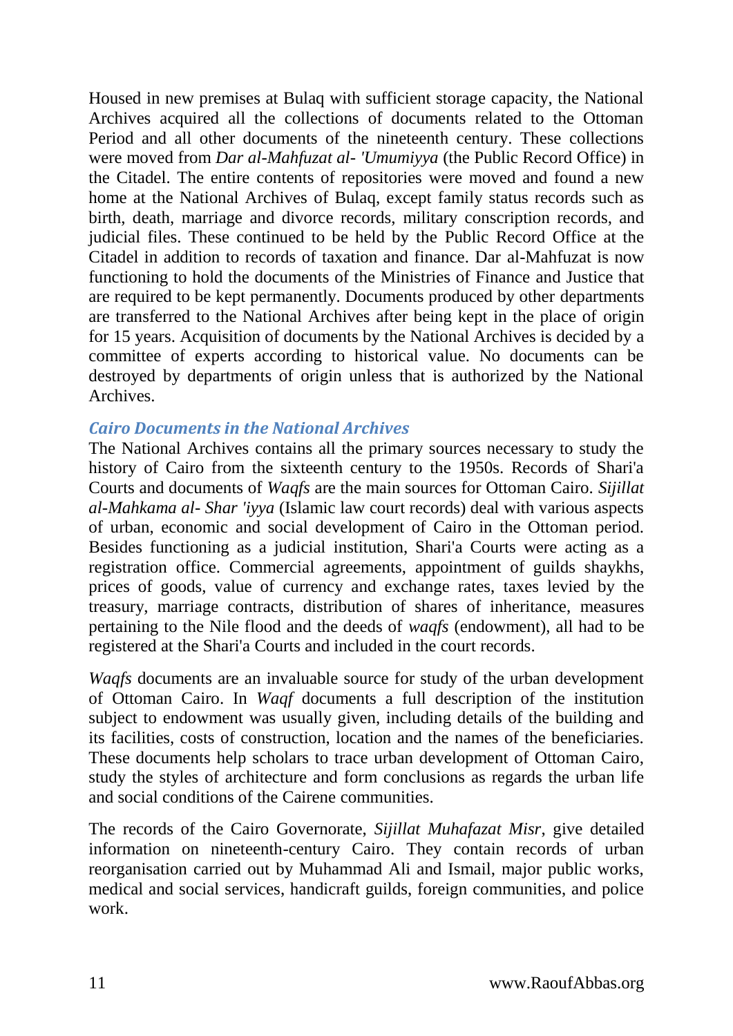Housed in new premises at Bulaq with sufficient storage capacity, the National Archives acquired all the collections of documents related to the Ottoman Period and all other documents of the nineteenth century. These collections were moved from *Dar al-Mahfuzat al- 'Umumiyya* (the Public Record Office) in the Citadel. The entire contents of repositories were moved and found a new home at the National Archives of Bulaq, except family status records such as birth, death, marriage and divorce records, military conscription records, and judicial files. These continued to be held by the Public Record Office at the Citadel in addition to records of taxation and finance. Dar al-Mahfuzat is now functioning to hold the documents of the Ministries of Finance and Justice that are required to be kept permanently. Documents produced by other departments are transferred to the National Archives after being kept in the place of origin for 15 years. Acquisition of documents by the National Archives is decided by a committee of experts according to historical value. No documents can be destroyed by departments of origin unless that is authorized by the National Archives.

### *Cairo Documents in the National Archives*

The National Archives contains all the primary sources necessary to study the history of Cairo from the sixteenth century to the 1950s. Records of Shari'a Courts and documents of *Waqfs* are the main sources for Ottoman Cairo. *Sijillat al-Mahkama al- Shar 'iyya* (Islamic law court records) deal with various aspects of urban, economic and social development of Cairo in the Ottoman period. Besides functioning as a judicial institution, Shari'a Courts were acting as a registration office. Commercial agreements, appointment of guilds shaykhs, prices of goods, value of currency and exchange rates, taxes levied by the treasury, marriage contracts, distribution of shares of inheritance, measures pertaining to the Nile flood and the deeds of *waqfs* (endowment), all had to be registered at the Shari'a Courts and included in the court records.

*Waqfs* documents are an invaluable source for study of the urban development of Ottoman Cairo. In *Waqf* documents a full description of the institution subject to endowment was usually given, including details of the building and its facilities, costs of construction, location and the names of the beneficiaries. These documents help scholars to trace urban development of Ottoman Cairo, study the styles of architecture and form conclusions as regards the urban life and social conditions of the Cairene communities.

The records of the Cairo Governorate, *Sijillat Muhafazat Misr*, give detailed information on nineteenth-century Cairo. They contain records of urban reorganisation carried out by Muhammad Ali and Ismail, major public works, medical and social services, handicraft guilds, foreign communities, and police work.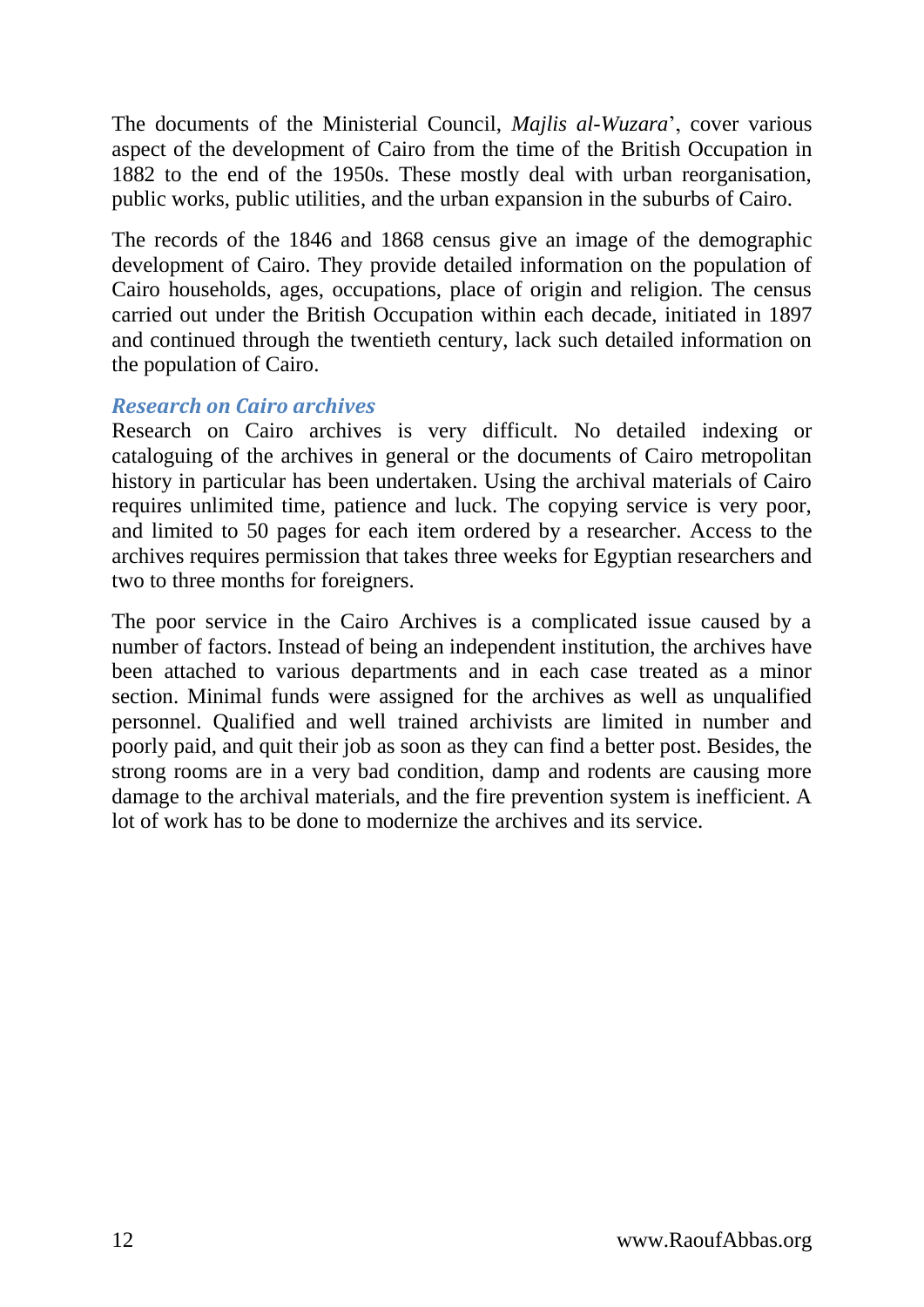The documents of the Ministerial Council, *Majlis al-Wuzara*', cover various aspect of the development of Cairo from the time of the British Occupation in 1882 to the end of the 1950s. These mostly deal with urban reorganisation, public works, public utilities, and the urban expansion in the suburbs of Cairo.

The records of the 1846 and 1868 census give an image of the demographic development of Cairo. They provide detailed information on the population of Cairo households, ages, occupations, place of origin and religion. The census carried out under the British Occupation within each decade, initiated in 1897 and continued through the twentieth century, lack such detailed information on the population of Cairo.

### *Research on Cairo archives*

Research on Cairo archives is very difficult. No detailed indexing or cataloguing of the archives in general or the documents of Cairo metropolitan history in particular has been undertaken. Using the archival materials of Cairo requires unlimited time, patience and luck. The copying service is very poor, and limited to 50 pages for each item ordered by a researcher. Access to the archives requires permission that takes three weeks for Egyptian researchers and two to three months for foreigners.

The poor service in the Cairo Archives is a complicated issue caused by a number of factors. Instead of being an independent institution, the archives have been attached to various departments and in each case treated as a minor section. Minimal funds were assigned for the archives as well as unqualified personnel. Qualified and well trained archivists are limited in number and poorly paid, and quit their job as soon as they can find a better post. Besides, the strong rooms are in a very bad condition, damp and rodents are causing more damage to the archival materials, and the fire prevention system is inefficient. A lot of work has to be done to modernize the archives and its service.